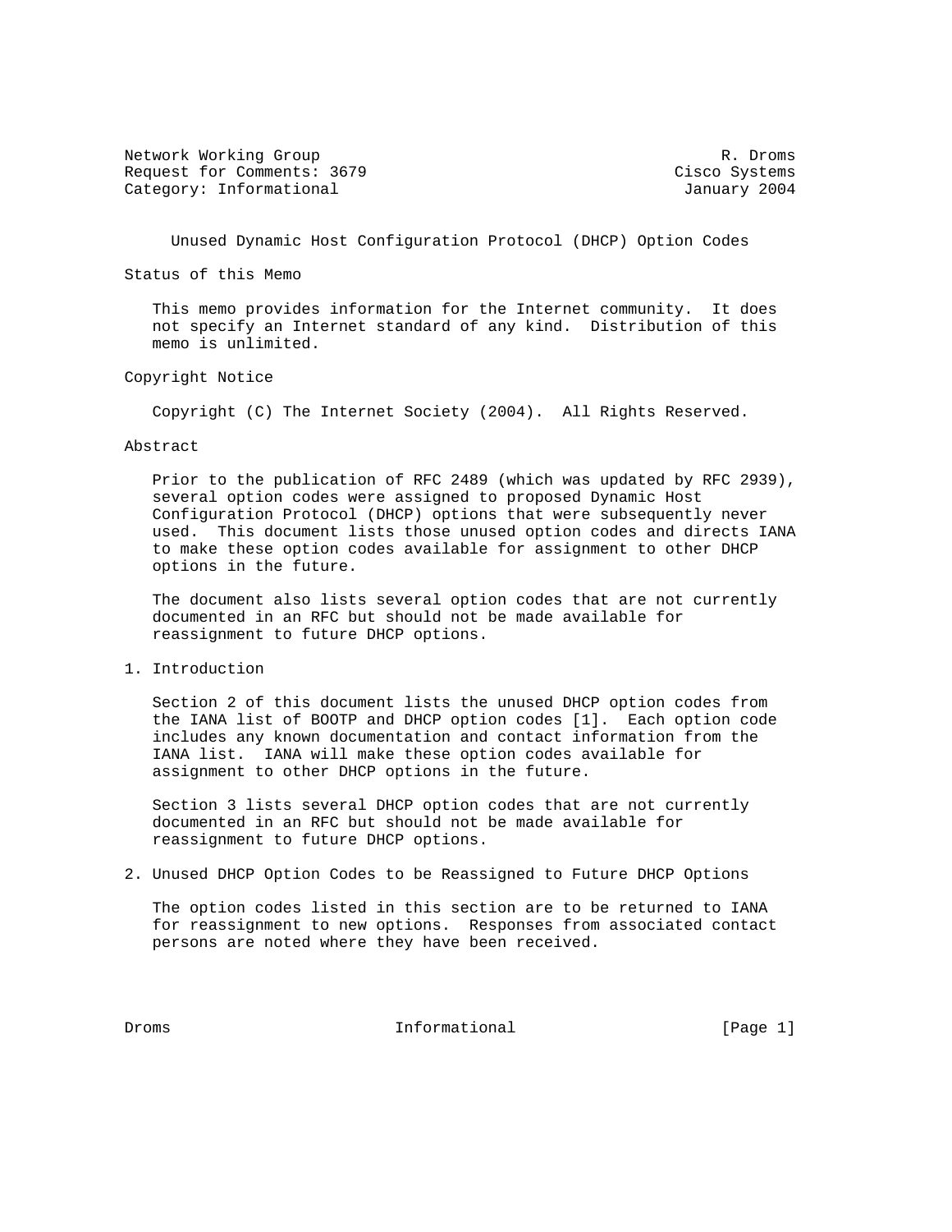Network Working Group R. Droms
Request for Comments: 3679 Cisco Systems
Category: Informational January 2004

# Unused Dynamic Host Configuration Protocol (DHCP) Option Codes

## Status of this Memo

This memo provides information for the Internet community. It does not specify an Internet standard of any kind. Distribution of this memo is unlimited.

## Copyright Notice

Copyright (C) The Internet Society (2004). All Rights Reserved.

## Abstract

Prior to the publication of RFC 2489 (which was updated by RFC 2939), several option codes were assigned to proposed Dynamic Host Configuration Protocol (DHCP) options that were subsequently never used. This document lists those unused option codes and directs IANA to make these option codes available for assignment to other DHCP options in the future.

The document also lists several option codes that are not currently documented in an RFC but should not be made available for reassignment to future DHCP options.

## 1. Introduction

Section 2 of this document lists the unused DHCP option codes from the IANA list of BOOTP and DHCP option codes [1]. Each option code includes any known documentation and contact information from the IANA list. IANA will make these option codes available for assignment to other DHCP options in the future.

Section 3 lists several DHCP option codes that are not currently documented in an RFC but should not be made available for reassignment to future DHCP options.

## 2. Unused DHCP Option Codes to be Reassigned to Future DHCP Options

The option codes listed in this section are to be returned to IANA for reassignment to new options. Responses from associated contact persons are noted where they have been received.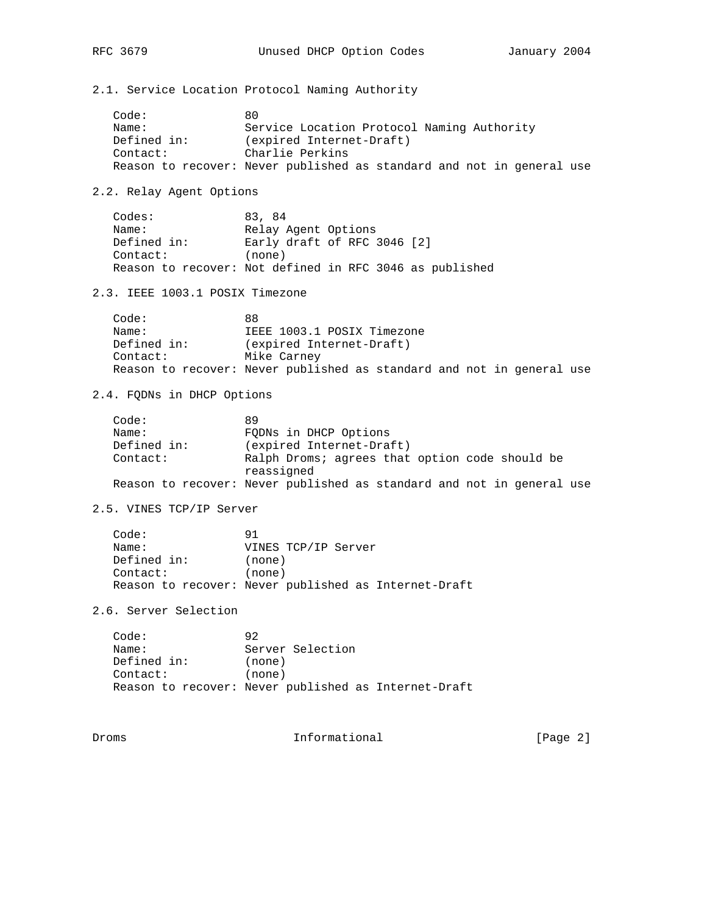### 2.1. Service Location Protocol Naming Authority

```
Code:              80
Name:              Service Location Protocol Naming Authority
Defined in:        (expired Internet-Draft)
Contact:           Charlie Perkins
Reason to recover: Never published as standard and not in general use
```

### 2.2. Relay Agent Options

```
Codes:             83, 84
Name:              Relay Agent Options
Defined in:        Early draft of RFC 3046 [2]
Contact:           (none)
Reason to recover: Not defined in RFC 3046 as published
```

### 2.3. IEEE 1003.1 POSIX Timezone

```
Code:              88
Name:              IEEE 1003.1 POSIX Timezone
Defined in:        (expired Internet-Draft)
Contact:           Mike Carney
Reason to recover: Never published as standard and not in general use
```

### 2.4. FQDNs in DHCP Options

```
Code:              89
Name:              FQDNs in DHCP Options
Defined in:        (expired Internet-Draft)
Contact:           Ralph Droms; agrees that option code should be
                   reassigned
Reason to recover: Never published as standard and not in general use
```

### 2.5. VINES TCP/IP Server

```
Code:              91
Name:              VINES TCP/IP Server
Defined in:        (none)
Contact:           (none)
Reason to recover: Never published as Internet-Draft
```

### 2.6. Server Selection

```
Code:              92
Name:              Server Selection
Defined in:        (none)
Contact:           (none)
Reason to recover: Never published as Internet-Draft
```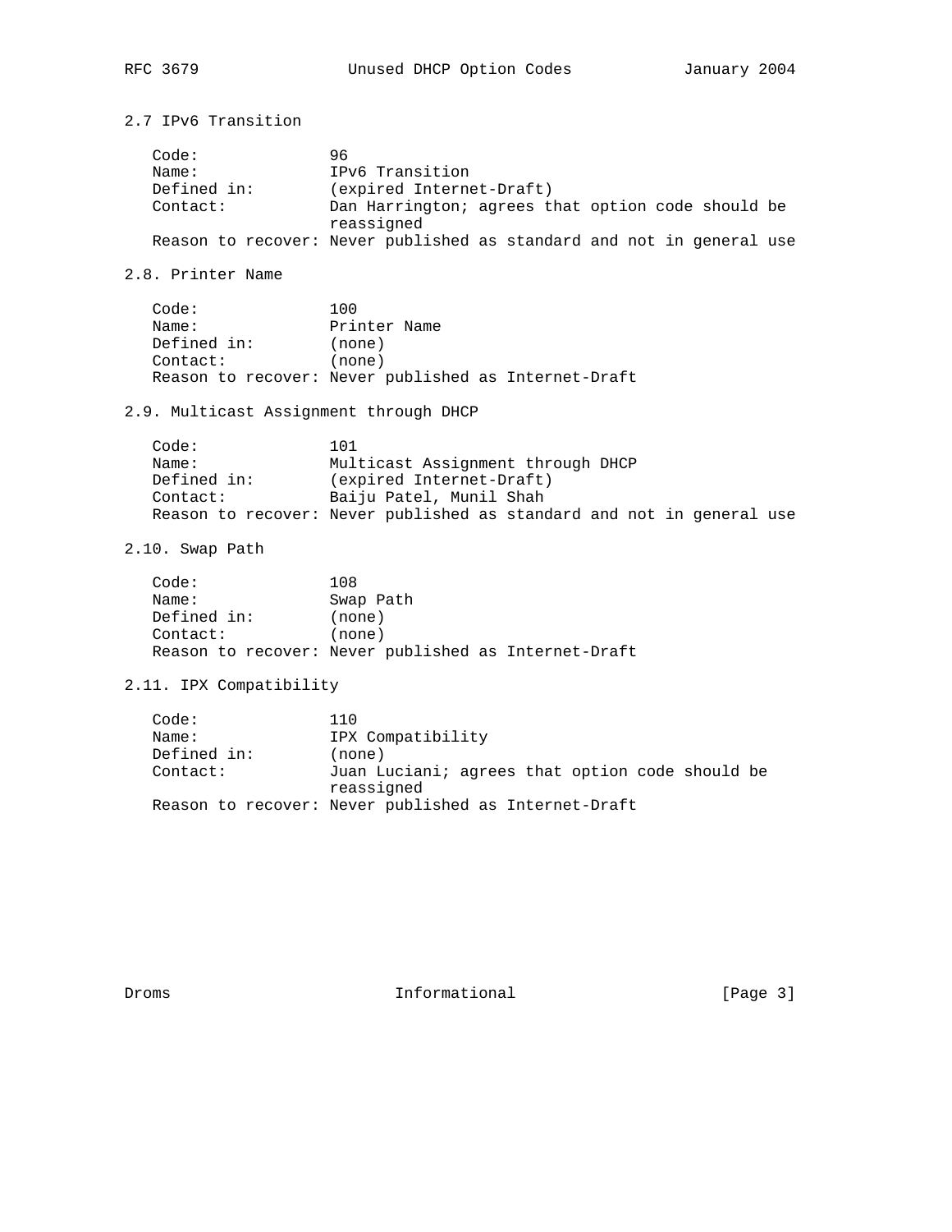## 2.7 IPv6 Transition

```
   Code:              96
   Name:              IPv6 Transition
   Defined in:        (expired Internet-Draft)
   Contact:           Dan Harrington; agrees that option code should be
                      reassigned
   Reason to recover: Never published as standard and not in general use
```

## 2.8. Printer Name

```
   Code:              100
   Name:              Printer Name
   Defined in:        (none)
   Contact:           (none)
   Reason to recover: Never published as Internet-Draft
```

## 2.9. Multicast Assignment through DHCP

```
   Code:              101
   Name:              Multicast Assignment through DHCP
   Defined in:        (expired Internet-Draft)
   Contact:           Baiju Patel, Munil Shah
   Reason to recover: Never published as standard and not in general use
```

## 2.10. Swap Path

```
   Code:              108
   Name:              Swap Path
   Defined in:        (none)
   Contact:           (none)
   Reason to recover: Never published as Internet-Draft
```

## 2.11. IPX Compatibility

```
   Code:              110
   Name:              IPX Compatibility
   Defined in:        (none)
   Contact:           Juan Luciani; agrees that option code should be
                      reassigned
   Reason to recover: Never published as Internet-Draft
```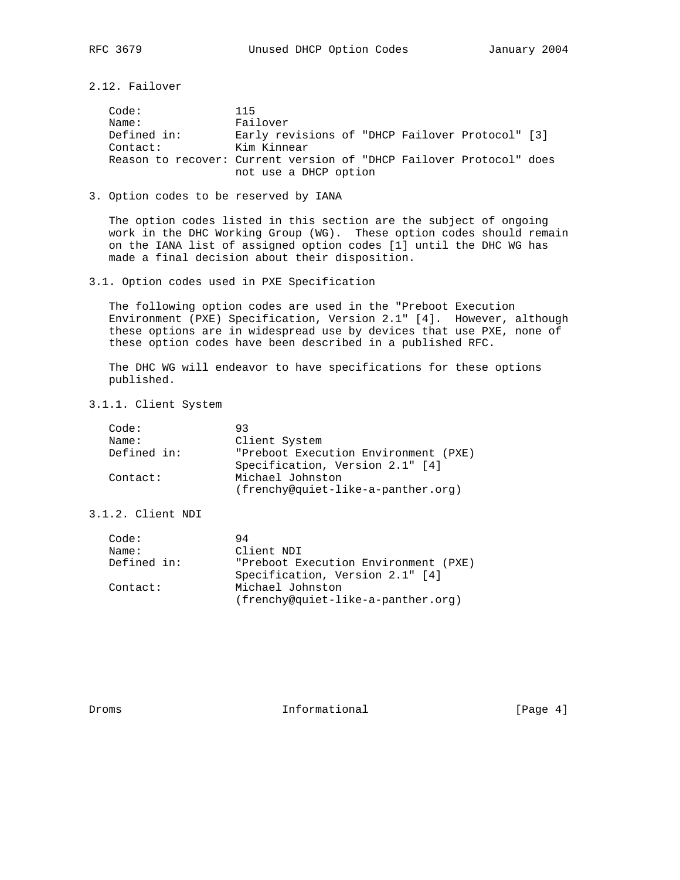### 2.12. Failover

```
Code:              115
Name:              Failover
Defined in:        Early revisions of "DHCP Failover Protocol" [3]
Contact:           Kim Kinnear
Reason to recover: Current version of "DHCP Failover Protocol" does
                   not use a DHCP option
```

## 3. Option codes to be reserved by IANA

The option codes listed in this section are the subject of ongoing work in the DHC Working Group (WG). These option codes should remain on the IANA list of assigned option codes [1] until the DHC WG has made a final decision about their disposition.

### 3.1. Option codes used in PXE Specification

The following option codes are used in the "Preboot Execution Environment (PXE) Specification, Version 2.1" [4]. However, although these options are in widespread use by devices that use PXE, none of these option codes have been described in a published RFC.

The DHC WG will endeavor to have specifications for these options published.

#### 3.1.1. Client System

```
Code:              93
Name:              Client System
Defined in:        "Preboot Execution Environment (PXE)
                   Specification, Version 2.1" [4]
Contact:           Michael Johnston
                   (frenchy@quiet-like-a-panther.org)
```

#### 3.1.2. Client NDI

```
Code:              94
Name:              Client NDI
Defined in:        "Preboot Execution Environment (PXE)
                   Specification, Version 2.1" [4]
Contact:           Michael Johnston
                   (frenchy@quiet-like-a-panther.org)
```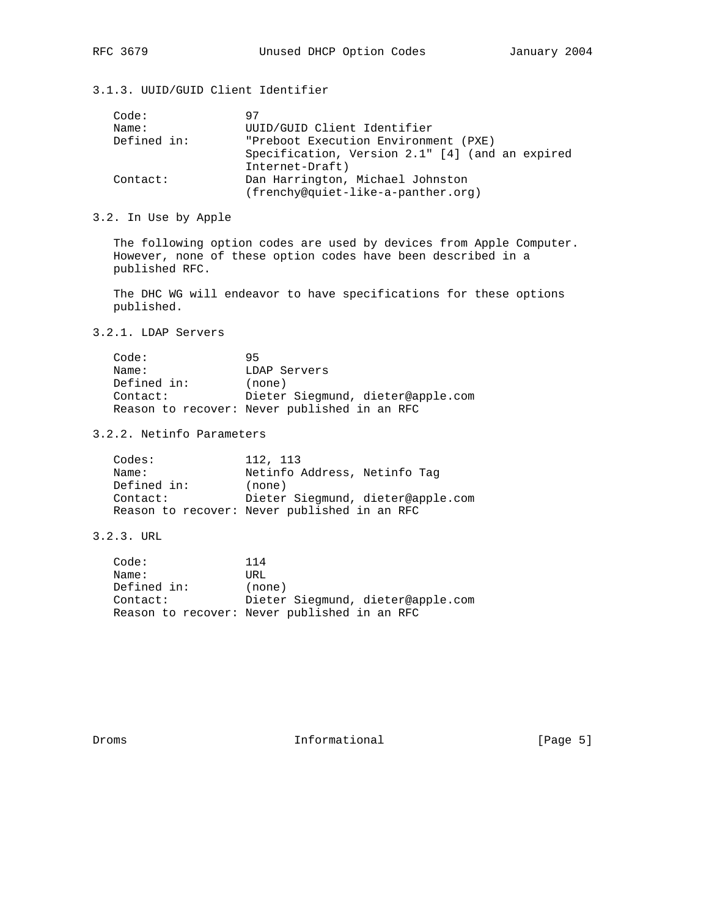### 3.1.3. UUID/GUID Client Identifier

```
Code:             97
Name:             UUID/GUID Client Identifier
Defined in:       "Preboot Execution Environment (PXE)
                  Specification, Version 2.1" [4] (and an expired
                  Internet-Draft)
Contact:          Dan Harrington, Michael Johnston
                  (frenchy@quiet-like-a-panther.org)
```

## 3.2. In Use by Apple

The following option codes are used by devices from Apple Computer. However, none of these option codes have been described in a published RFC.

The DHC WG will endeavor to have specifications for these options published.

### 3.2.1. LDAP Servers

```
Code:             95
Name:             LDAP Servers
Defined in:       (none)
Contact:          Dieter Siegmund, dieter@apple.com
Reason to recover: Never published in an RFC
```

### 3.2.2. Netinfo Parameters

```
Codes:            112, 113
Name:             Netinfo Address, Netinfo Tag
Defined in:       (none)
Contact:          Dieter Siegmund, dieter@apple.com
Reason to recover: Never published in an RFC
```

### 3.2.3. URL

```
Code:             114
Name:             URL
Defined in:       (none)
Contact:          Dieter Siegmund, dieter@apple.com
Reason to recover: Never published in an RFC
```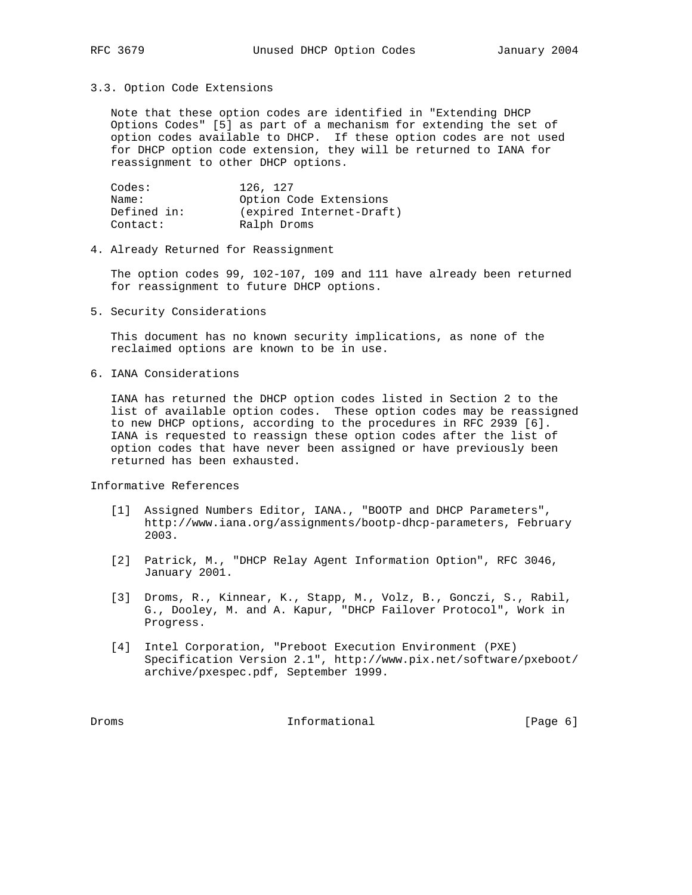### 3.3. Option Code Extensions

Note that these option codes are identified in "Extending DHCP Options Codes" [5] as part of a mechanism for extending the set of option codes available to DHCP. If these option codes are not used for DHCP option code extension, they will be returned to IANA for reassignment to other DHCP options.

```
Codes:           126, 127
Name:            Option Code Extensions
Defined in:      (expired Internet-Draft)
Contact:         Ralph Droms
```

## 4. Already Returned for Reassignment

The option codes 99, 102-107, 109 and 111 have already been returned for reassignment to future DHCP options.

## 5. Security Considerations

This document has no known security implications, as none of the reclaimed options are known to be in use.

## 6. IANA Considerations

IANA has returned the DHCP option codes listed in Section 2 to the list of available option codes. These option codes may be reassigned to new DHCP options, according to the procedures in RFC 2939 [6]. IANA is requested to reassign these option codes after the list of option codes that have never been assigned or have previously been returned has been exhausted.

## Informative References

[1] Assigned Numbers Editor, IANA., "BOOTP and DHCP Parameters", http://www.iana.org/assignments/bootp-dhcp-parameters, February 2003.

[2] Patrick, M., "DHCP Relay Agent Information Option", RFC 3046, January 2001.

[3] Droms, R., Kinnear, K., Stapp, M., Volz, B., Gonczi, S., Rabil, G., Dooley, M. and A. Kapur, "DHCP Failover Protocol", Work in Progress.

[4] Intel Corporation, "Preboot Execution Environment (PXE) Specification Version 2.1", http://www.pix.net/software/pxeboot/archive/pxespec.pdf, September 1999.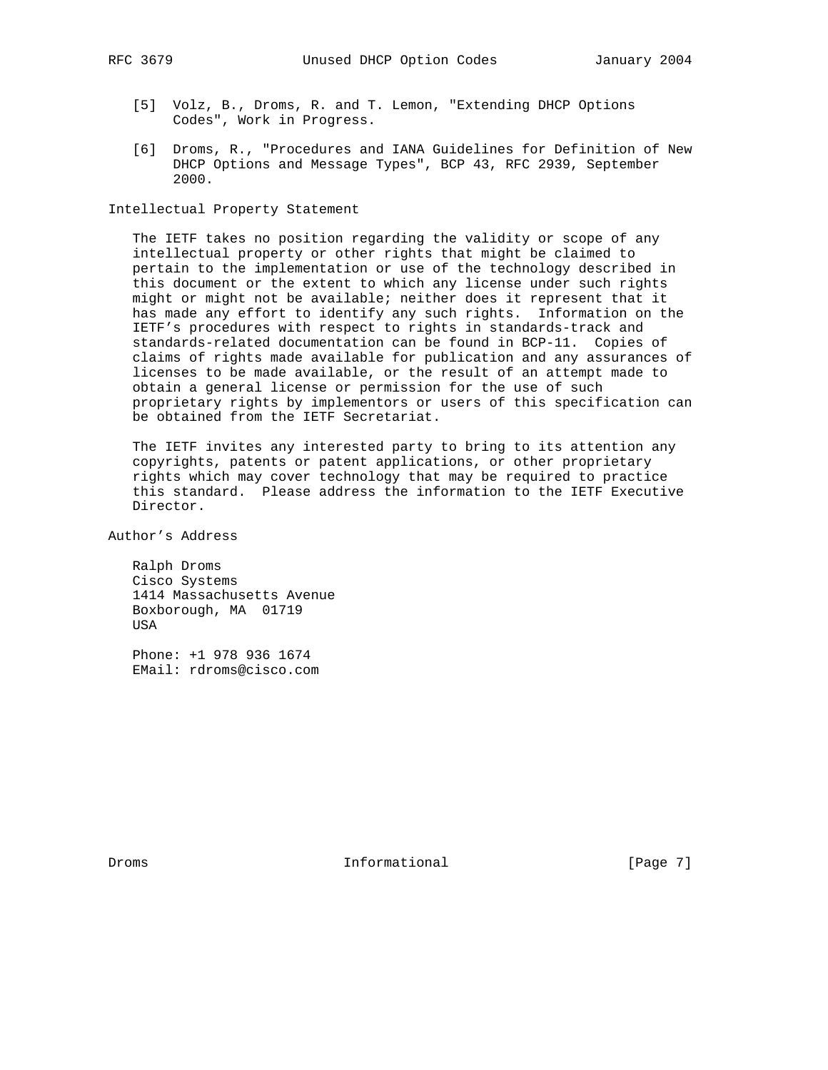[5] Volz, B., Droms, R. and T. Lemon, "Extending DHCP Options Codes", Work in Progress.

[6] Droms, R., "Procedures and IANA Guidelines for Definition of New DHCP Options and Message Types", BCP 43, RFC 2939, September 2000.

## Intellectual Property Statement

The IETF takes no position regarding the validity or scope of any intellectual property or other rights that might be claimed to pertain to the implementation or use of the technology described in this document or the extent to which any license under such rights might or might not be available; neither does it represent that it has made any effort to identify any such rights. Information on the IETF's procedures with respect to rights in standards-track and standards-related documentation can be found in BCP-11. Copies of claims of rights made available for publication and any assurances of licenses to be made available, or the result of an attempt made to obtain a general license or permission for the use of such proprietary rights by implementors or users of this specification can be obtained from the IETF Secretariat.

The IETF invites any interested party to bring to its attention any copyrights, patents or patent applications, or other proprietary rights which may cover technology that may be required to practice this standard. Please address the information to the IETF Executive Director.

## Author's Address

Ralph Droms
Cisco Systems
1414 Massachusetts Avenue
Boxborough, MA 01719
USA

Phone: +1 978 936 1674
EMail: rdroms@cisco.com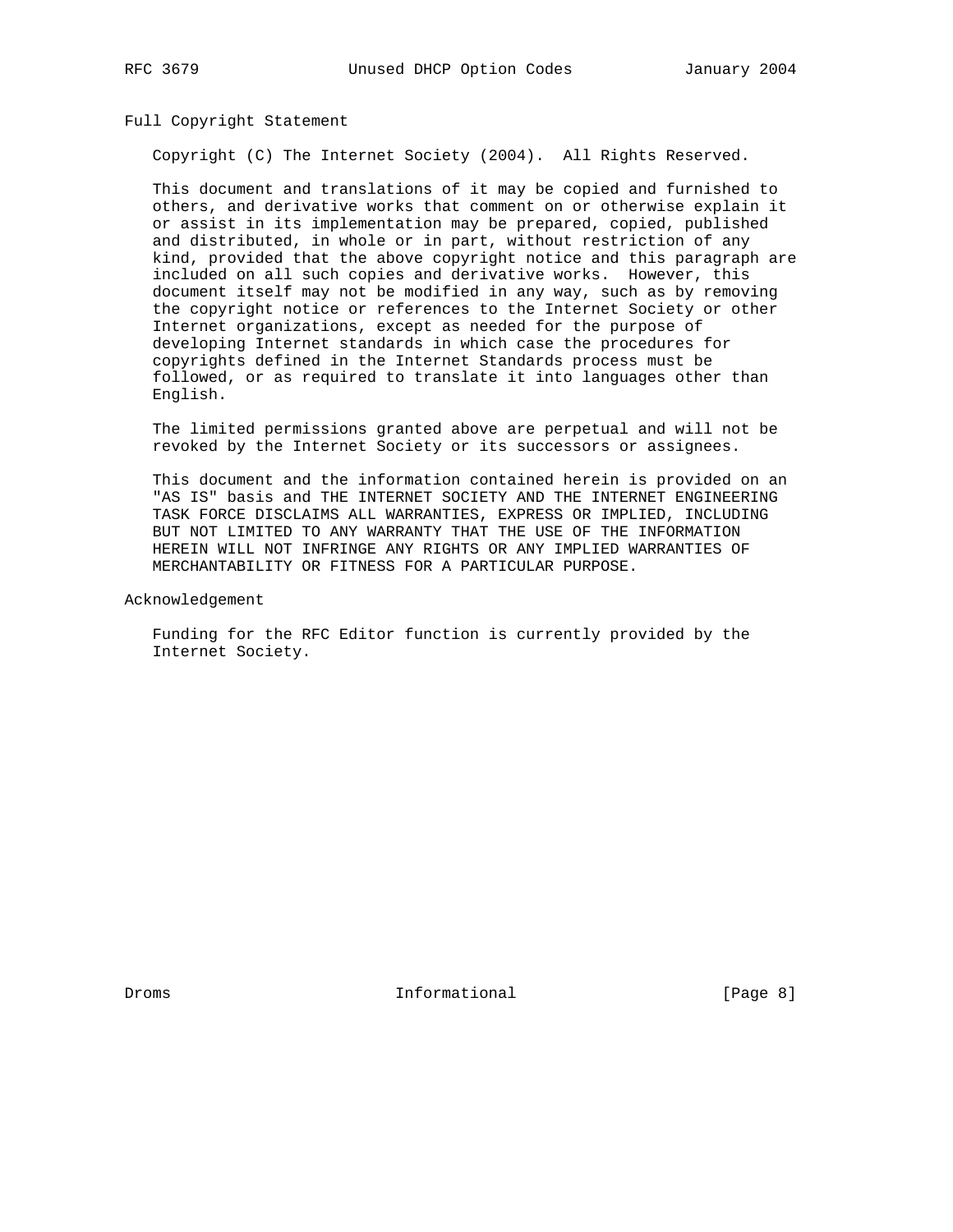## Full Copyright Statement

Copyright (C) The Internet Society (2004). All Rights Reserved.

This document and translations of it may be copied and furnished to others, and derivative works that comment on or otherwise explain it or assist in its implementation may be prepared, copied, published and distributed, in whole or in part, without restriction of any kind, provided that the above copyright notice and this paragraph are included on all such copies and derivative works. However, this document itself may not be modified in any way, such as by removing the copyright notice or references to the Internet Society or other Internet organizations, except as needed for the purpose of developing Internet standards in which case the procedures for copyrights defined in the Internet Standards process must be followed, or as required to translate it into languages other than English.

The limited permissions granted above are perpetual and will not be revoked by the Internet Society or its successors or assignees.

This document and the information contained herein is provided on an "AS IS" basis and THE INTERNET SOCIETY AND THE INTERNET ENGINEERING TASK FORCE DISCLAIMS ALL WARRANTIES, EXPRESS OR IMPLIED, INCLUDING BUT NOT LIMITED TO ANY WARRANTY THAT THE USE OF THE INFORMATION HEREIN WILL NOT INFRINGE ANY RIGHTS OR ANY IMPLIED WARRANTIES OF MERCHANTABILITY OR FITNESS FOR A PARTICULAR PURPOSE.

## Acknowledgement

Funding for the RFC Editor function is currently provided by the Internet Society.